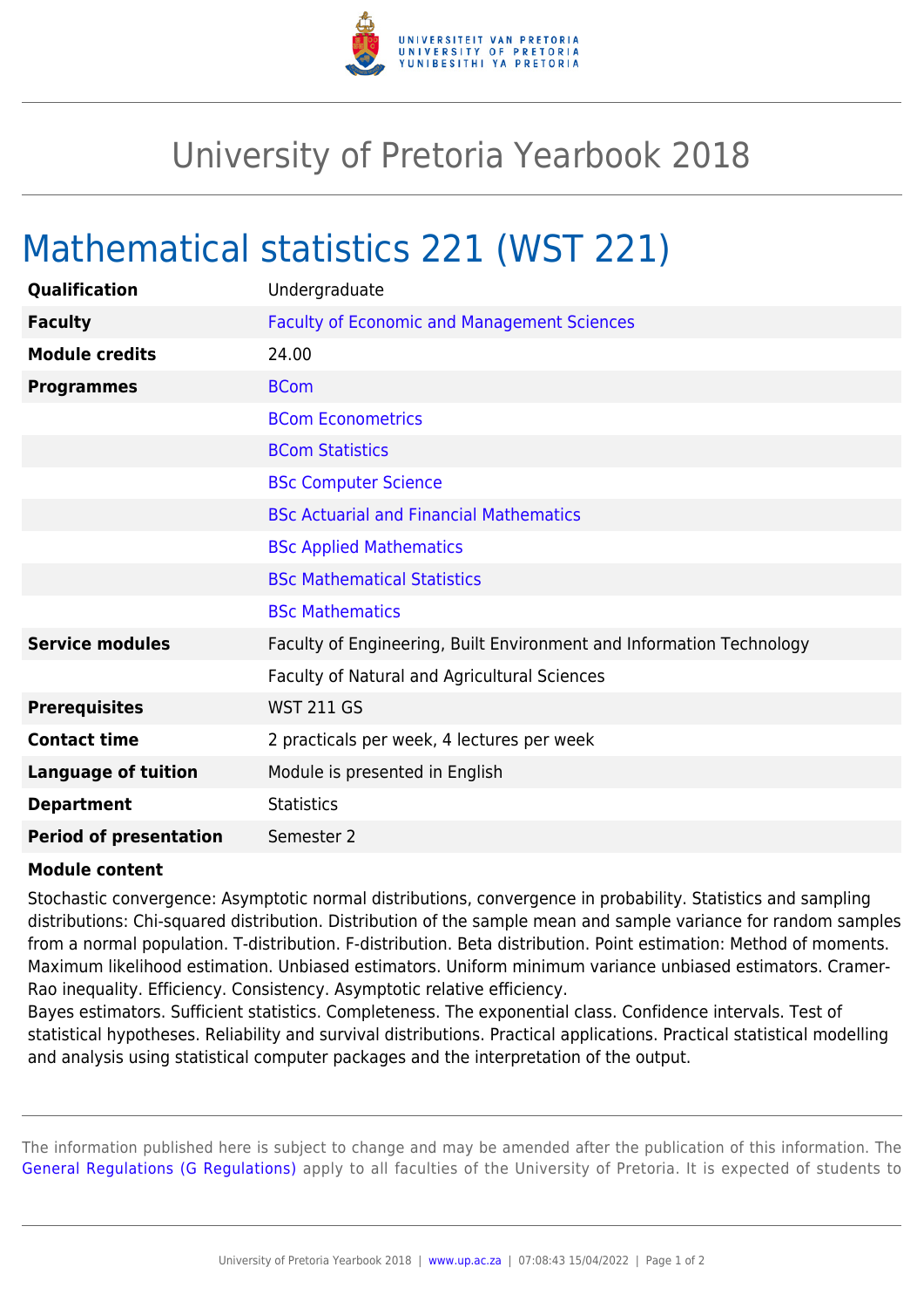# University of Pretoria Yearbook 2018

## Mathematical statistics 221 (WST 221)

| | |
|---|---|
| **Qualification** | Undergraduate |
| **Faculty** | Faculty of Economic and Management Sciences |
| **Module credits** | 24.00 |
| **Programmes** | BCom |
| | BCom Econometrics |
| | BCom Statistics |
| | BSc Computer Science |
| | BSc Actuarial and Financial Mathematics |
| | BSc Applied Mathematics |
| | BSc Mathematical Statistics |
| | BSc Mathematics |
| **Service modules** | Faculty of Engineering, Built Environment and Information Technology |
| | Faculty of Natural and Agricultural Sciences |
| **Prerequisites** | WST 211 GS |
| **Contact time** | 2 practicals per week, 4 lectures per week |
| **Language of tuition** | Module is presented in English |
| **Department** | Statistics |
| **Period of presentation** | Semester 2 |

**Module content**

Stochastic convergence: Asymptotic normal distributions, convergence in probability. Statistics and sampling distributions: Chi-squared distribution. Distribution of the sample mean and sample variance for random samples from a normal population. T-distribution. F-distribution. Beta distribution. Point estimation: Method of moments. Maximum likelihood estimation. Unbiased estimators. Uniform minimum variance unbiased estimators. Cramer-Rao inequality. Efficiency. Consistency. Asymptotic relative efficiency.
Bayes estimators. Sufficient statistics. Completeness. The exponential class. Confidence intervals. Test of statistical hypotheses. Reliability and survival distributions. Practical applications. Practical statistical modelling and analysis using statistical computer packages and the interpretation of the output.

The information published here is subject to change and may be amended after the publication of this information. The General Regulations (G Regulations) apply to all faculties of the University of Pretoria. It is expected of students to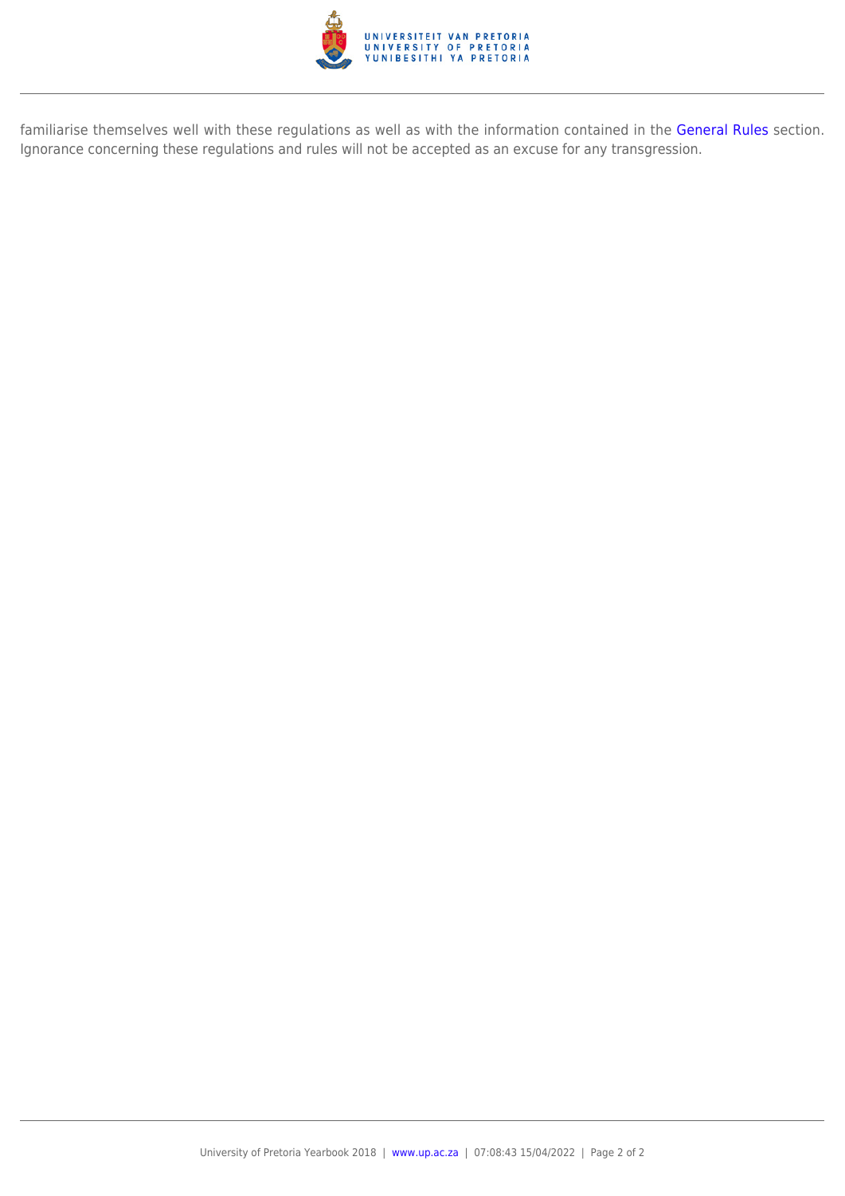familiarise themselves well with these regulations as well as with the information contained in the General Rules section. Ignorance concerning these regulations and rules will not be accepted as an excuse for any transgression.